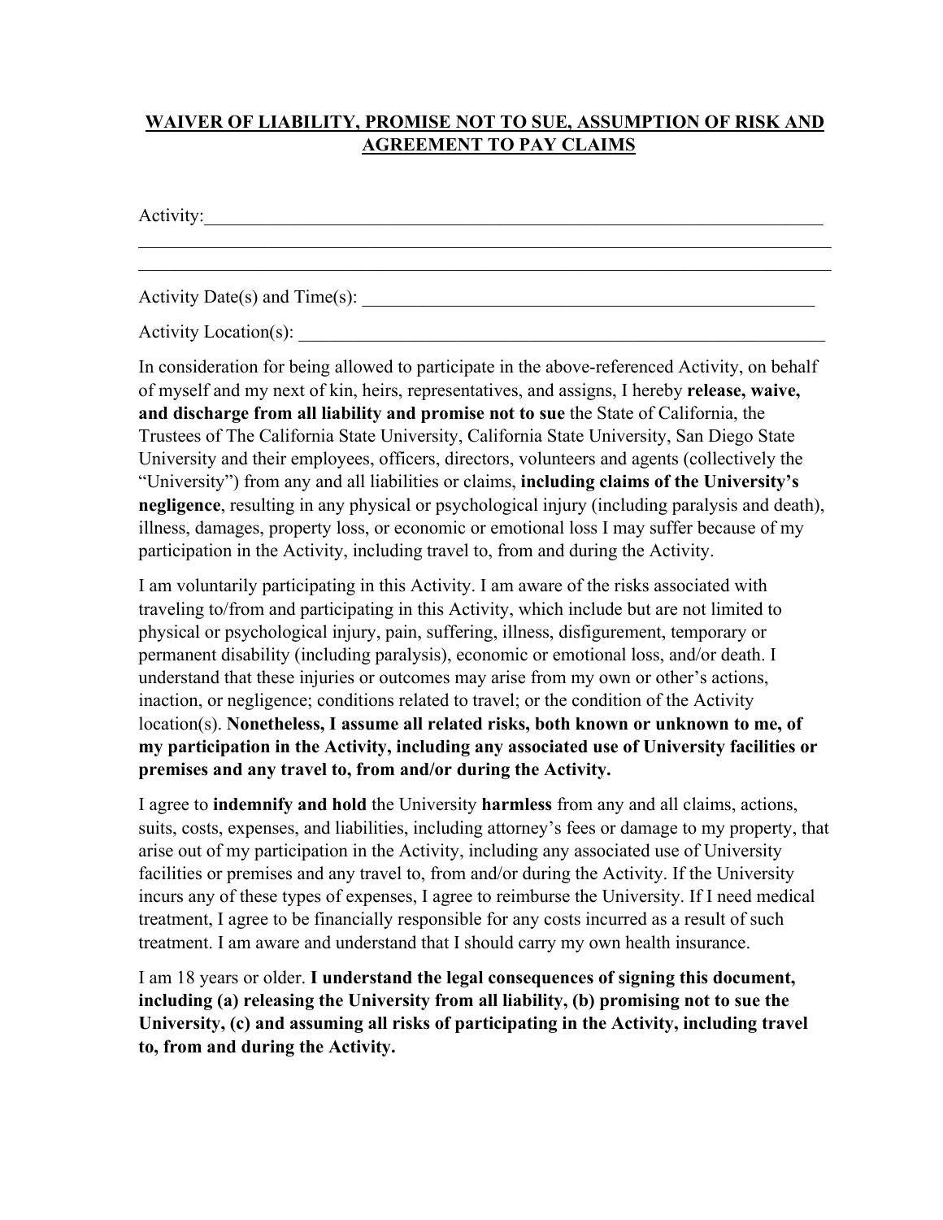**WAIVER OF LIABILITY, PROMISE NOT TO SUE, ASSUMPTION OF RISK AND AGREEMENT TO PAY CLAIMS**

Activity:______________________________________________________________________

_______________________________________________________________________________

_______________________________________________________________________________

Activity Date(s) and Time(s): ___________________________________________________

Activity Location(s): _________________________________________________________

In consideration for being allowed to participate in the above-referenced Activity, on behalf of myself and my next of kin, heirs, representatives, and assigns, I hereby **release, waive, and discharge from all liability and promise not to sue** the State of California, the Trustees of The California State University, California State University, San Diego State University and their employees, officers, directors, volunteers and agents (collectively the "University") from any and all liabilities or claims, **including claims of the University's negligence**, resulting in any physical or psychological injury (including paralysis and death), illness, damages, property loss, or economic or emotional loss I may suffer because of my participation in the Activity, including travel to, from and during the Activity.

I am voluntarily participating in this Activity. I am aware of the risks associated with traveling to/from and participating in this Activity, which include but are not limited to physical or psychological injury, pain, suffering, illness, disfigurement, temporary or permanent disability (including paralysis), economic or emotional loss, and/or death. I understand that these injuries or outcomes may arise from my own or other's actions, inaction, or negligence; conditions related to travel; or the condition of the Activity location(s). **Nonetheless, I assume all related risks, both known or unknown to me, of my participation in the Activity, including any associated use of University facilities or premises and any travel to, from and/or during the Activity.**

I agree to **indemnify and hold** the University **harmless** from any and all claims, actions, suits, costs, expenses, and liabilities, including attorney's fees or damage to my property, that arise out of my participation in the Activity, including any associated use of University facilities or premises and any travel to, from and/or during the Activity. If the University incurs any of these types of expenses, I agree to reimburse the University. If I need medical treatment, I agree to be financially responsible for any costs incurred as a result of such treatment. I am aware and understand that I should carry my own health insurance.

I am 18 years or older. **I understand the legal consequences of signing this document, including (a) releasing the University from all liability, (b) promising not to sue the University, (c) and assuming all risks of participating in the Activity, including travel to, from and during the Activity.**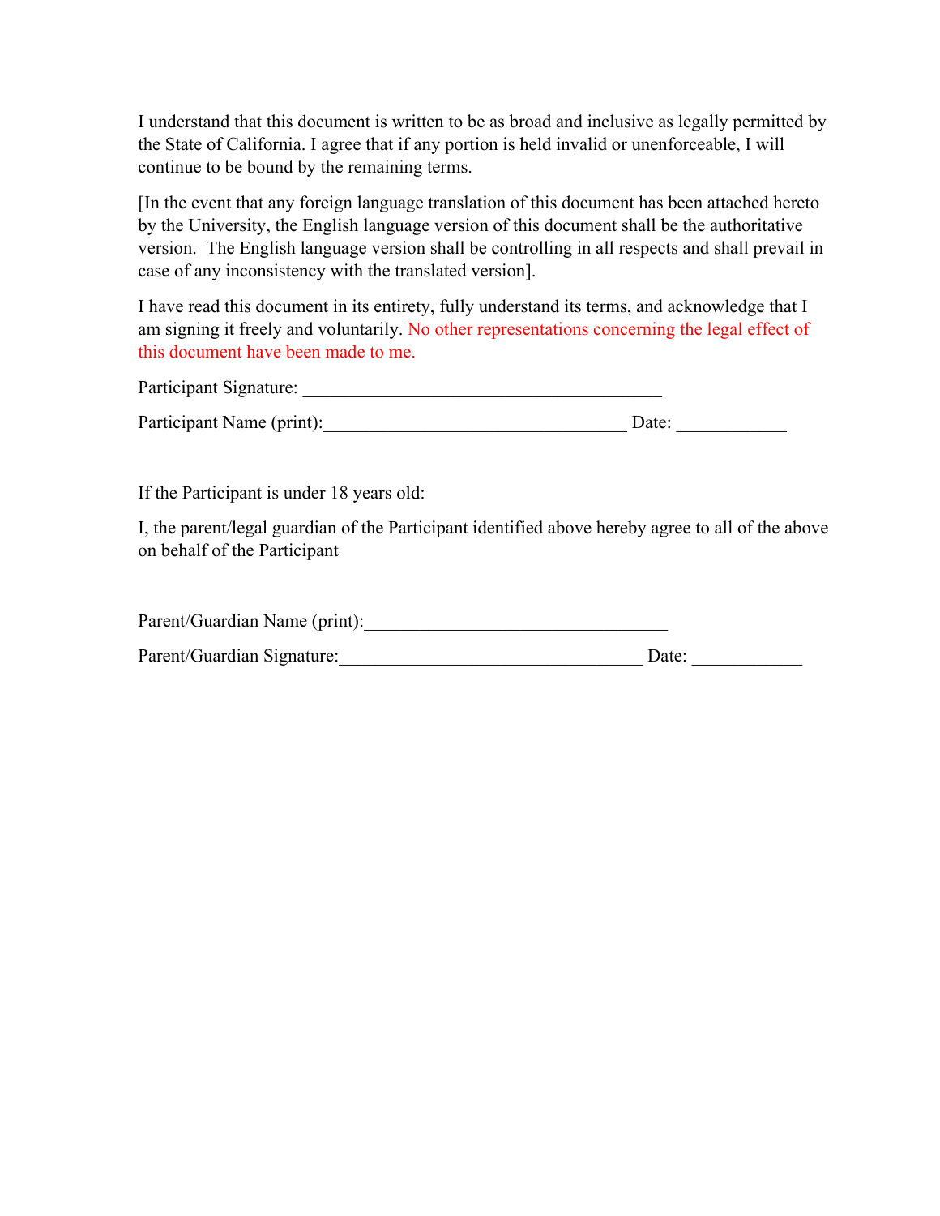I understand that this document is written to be as broad and inclusive as legally permitted by the State of California. I agree that if any portion is held invalid or unenforceable, I will continue to be bound by the remaining terms.

[In the event that any foreign language translation of this document has been attached hereto by the University, the English language version of this document shall be the authoritative version. The English language version shall be controlling in all respects and shall prevail in case of any inconsistency with the translated version].

I have read this document in its entirety, fully understand its terms, and acknowledge that I am signing it freely and voluntarily. No other representations concerning the legal effect of this document have been made to me.

Participant Signature: ________________________________________

Participant Name (print):_________________________________ Date: ____________

If the Participant is under 18 years old:

I, the parent/legal guardian of the Participant identified above hereby agree to all of the above on behalf of the Participant

Parent/Guardian Name (print):_________________________________

Parent/Guardian Signature:_________________________________ Date: ____________